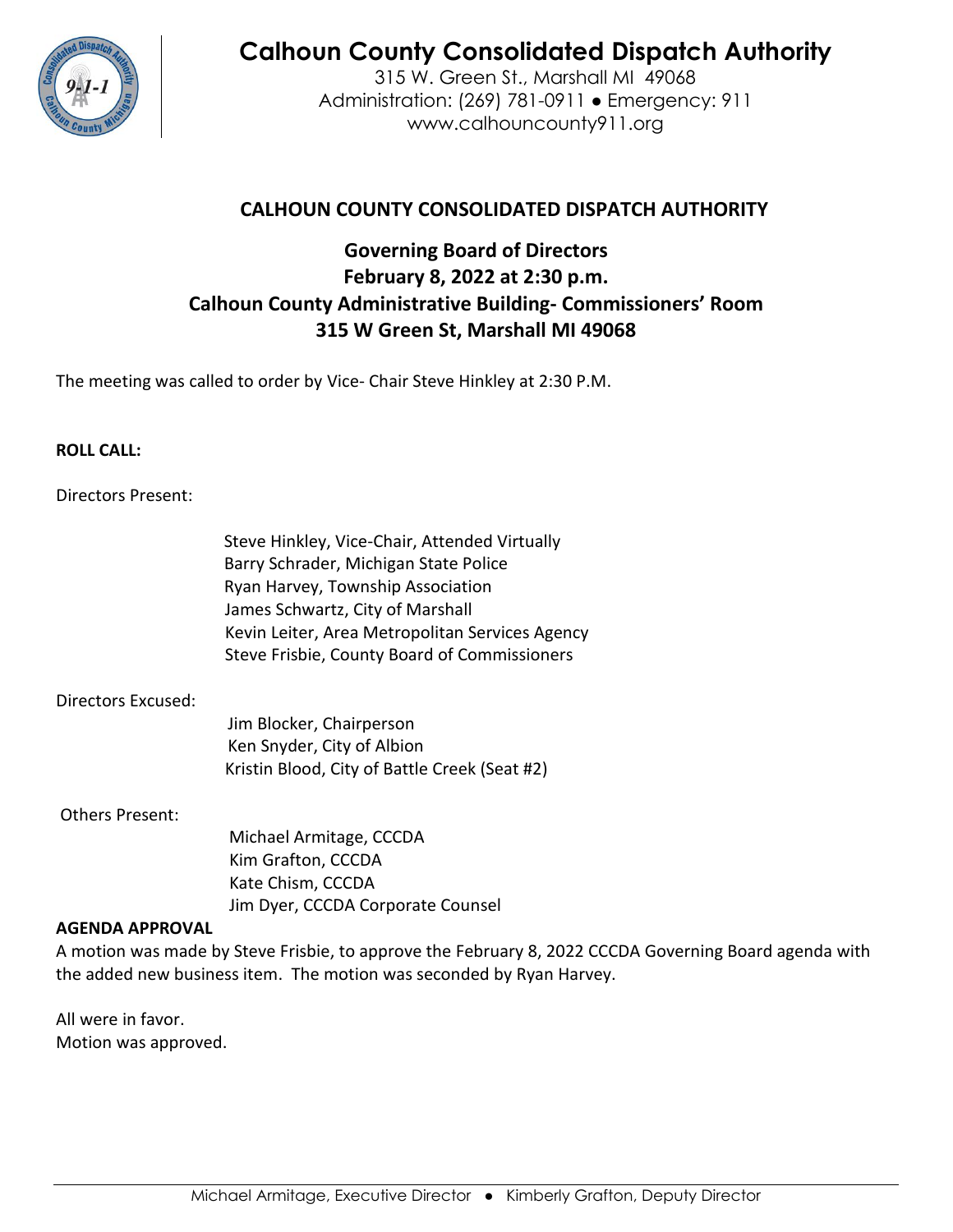# Calhoun County Consolidated Dispatch Authority

315 W. Green St., Marshall MI 49068
Administration: (269) 781-0911 ● Emergency: 911
www.calhouncounty911.org

## CALHOUN COUNTY CONSOLIDATED DISPATCH AUTHORITY

### Governing Board of Directors
### February 8, 2022 at 2:30 p.m.
### Calhoun County Administrative Building- Commissioners' Room
### 315 W Green St, Marshall MI 49068

The meeting was called to order by Vice- Chair Steve Hinkley at 2:30 P.M.

**ROLL CALL:**

Directors Present:

Steve Hinkley, Vice-Chair, Attended Virtually
Barry Schrader, Michigan State Police
Ryan Harvey, Township Association
James Schwartz, City of Marshall
Kevin Leiter, Area Metropolitan Services Agency
Steve Frisbie, County Board of Commissioners

Directors Excused:

Jim Blocker, Chairperson
Ken Snyder, City of Albion
Kristin Blood, City of Battle Creek (Seat #2)

Others Present:

Michael Armitage, CCCDA
Kim Grafton, CCCDA
Kate Chism, CCCDA
Jim Dyer, CCCDA Corporate Counsel

**AGENDA APPROVAL**

A motion was made by Steve Frisbie, to approve the February 8, 2022 CCCDA Governing Board agenda with the added new business item. The motion was seconded by Ryan Harvey.

All were in favor.
Motion was approved.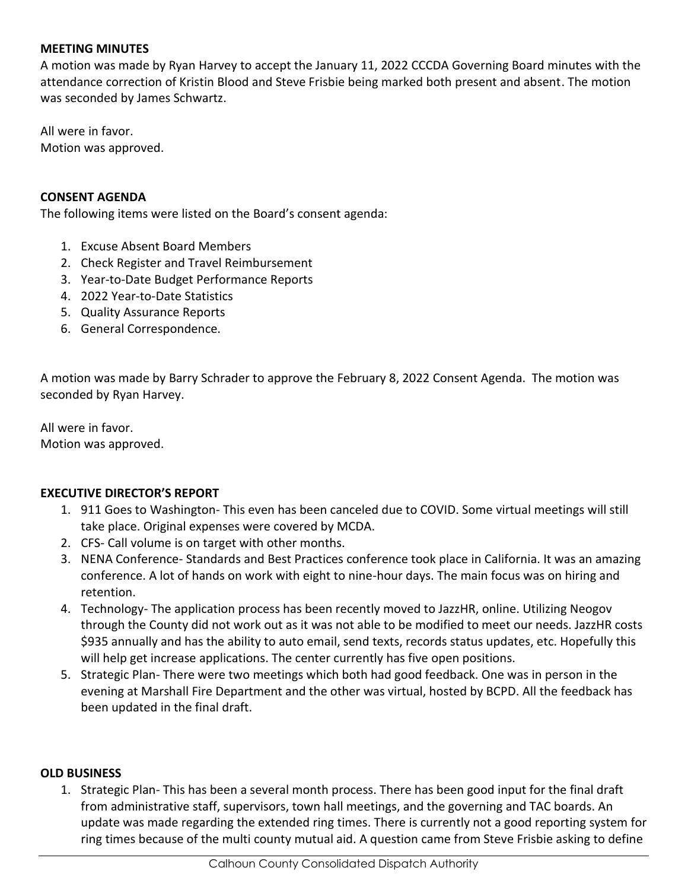**MEETING MINUTES**

A motion was made by Ryan Harvey to accept the January 11, 2022 CCCDA Governing Board minutes with the attendance correction of Kristin Blood and Steve Frisbie being marked both present and absent. The motion was seconded by James Schwartz.

All were in favor.
Motion was approved.

**CONSENT AGENDA**

The following items were listed on the Board's consent agenda:

1. Excuse Absent Board Members
2. Check Register and Travel Reimbursement
3. Year-to-Date Budget Performance Reports
4. 2022 Year-to-Date Statistics
5. Quality Assurance Reports
6. General Correspondence.

A motion was made by Barry Schrader to approve the February 8, 2022 Consent Agenda. The motion was seconded by Ryan Harvey.

All were in favor.
Motion was approved.

**EXECUTIVE DIRECTOR'S REPORT**

1. 911 Goes to Washington- This even has been canceled due to COVID. Some virtual meetings will still take place. Original expenses were covered by MCDA.
2. CFS- Call volume is on target with other months.
3. NENA Conference- Standards and Best Practices conference took place in California. It was an amazing conference. A lot of hands on work with eight to nine-hour days. The main focus was on hiring and retention.
4. Technology- The application process has been recently moved to JazzHR, online. Utilizing Neogov through the County did not work out as it was not able to be modified to meet our needs. JazzHR costs $935 annually and has the ability to auto email, send texts, records status updates, etc. Hopefully this will help get increase applications. The center currently has five open positions.
5. Strategic Plan- There were two meetings which both had good feedback. One was in person in the evening at Marshall Fire Department and the other was virtual, hosted by BCPD. All the feedback has been updated in the final draft.

**OLD BUSINESS**

1. Strategic Plan- This has been a several month process. There has been good input for the final draft from administrative staff, supervisors, town hall meetings, and the governing and TAC boards. An update was made regarding the extended ring times. There is currently not a good reporting system for ring times because of the multi county mutual aid. A question came from Steve Frisbie asking to define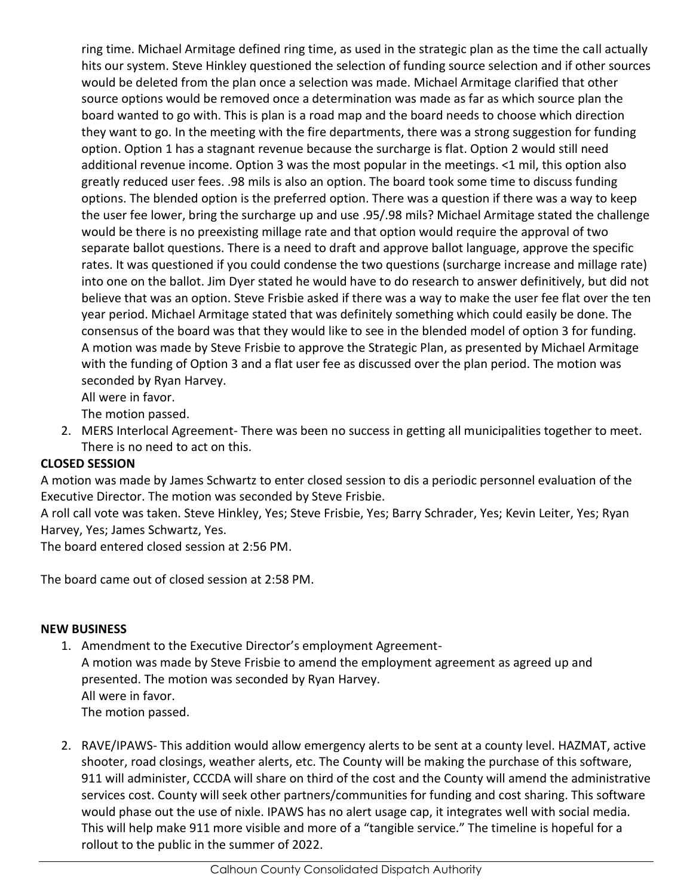ring time. Michael Armitage defined ring time, as used in the strategic plan as the time the call actually hits our system. Steve Hinkley questioned the selection of funding source selection and if other sources would be deleted from the plan once a selection was made. Michael Armitage clarified that other source options would be removed once a determination was made as far as which source plan the board wanted to go with. This is plan is a road map and the board needs to choose which direction they want to go. In the meeting with the fire departments, there was a strong suggestion for funding option. Option 1 has a stagnant revenue because the surcharge is flat. Option 2 would still need additional revenue income. Option 3 was the most popular in the meetings. <1 mil, this option also greatly reduced user fees. .98 mils is also an option. The board took some time to discuss funding options. The blended option is the preferred option. There was a question if there was a way to keep the user fee lower, bring the surcharge up and use .95/.98 mils? Michael Armitage stated the challenge would be there is no preexisting millage rate and that option would require the approval of two separate ballot questions. There is a need to draft and approve ballot language, approve the specific rates. It was questioned if you could condense the two questions (surcharge increase and millage rate) into one on the ballot. Jim Dyer stated he would have to do research to answer definitively, but did not believe that was an option. Steve Frisbie asked if there was a way to make the user fee flat over the ten year period. Michael Armitage stated that was definitely something which could easily be done. The consensus of the board was that they would like to see in the blended model of option 3 for funding. A motion was made by Steve Frisbie to approve the Strategic Plan, as presented by Michael Armitage with the funding of Option 3 and a flat user fee as discussed over the plan period. The motion was seconded by Ryan Harvey.
All were in favor.
The motion passed.

2. MERS Interlocal Agreement- There was been no success in getting all municipalities together to meet. There is no need to act on this.

**CLOSED SESSION**

A motion was made by James Schwartz to enter closed session to dis a periodic personnel evaluation of the Executive Director. The motion was seconded by Steve Frisbie.

A roll call vote was taken. Steve Hinkley, Yes; Steve Frisbie, Yes; Barry Schrader, Yes; Kevin Leiter, Yes; Ryan Harvey, Yes; James Schwartz, Yes.

The board entered closed session at 2:56 PM.

The board came out of closed session at 2:58 PM.

**NEW BUSINESS**

1. Amendment to the Executive Director's employment Agreement-
   A motion was made by Steve Frisbie to amend the employment agreement as agreed up and presented. The motion was seconded by Ryan Harvey.
   All were in favor.
   The motion passed.

2. RAVE/IPAWS- This addition would allow emergency alerts to be sent at a county level. HAZMAT, active shooter, road closings, weather alerts, etc. The County will be making the purchase of this software, 911 will administer, CCCDA will share on third of the cost and the County will amend the administrative services cost. County will seek other partners/communities for funding and cost sharing. This software would phase out the use of nixle. IPAWS has no alert usage cap, it integrates well with social media. This will help make 911 more visible and more of a "tangible service." The timeline is hopeful for a rollout to the public in the summer of 2022.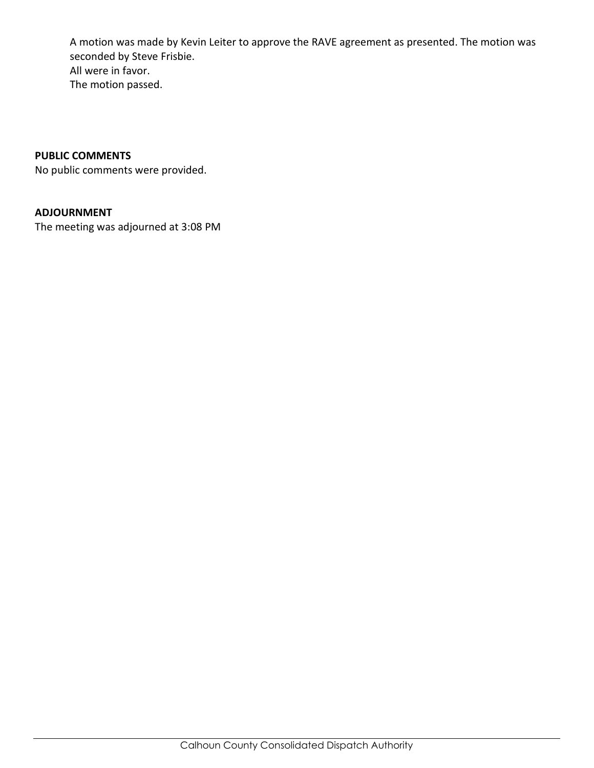A motion was made by Kevin Leiter to approve the RAVE agreement as presented. The motion was seconded by Steve Frisbie.
All were in favor.
The motion passed.

**PUBLIC COMMENTS**

No public comments were provided.

**ADJOURNMENT**

The meeting was adjourned at 3:08 PM